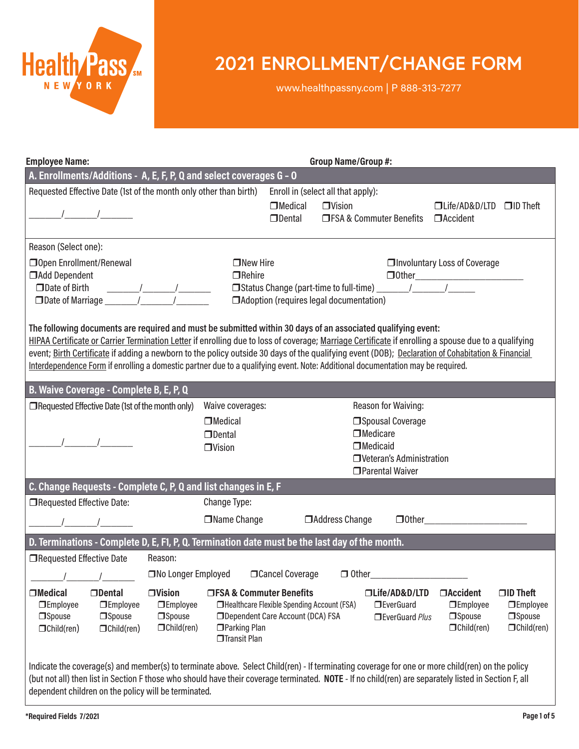# HealthPass NEW YORK

## 2021 ENROLLMENT/CHANGE FORM

www.healthpassny.com | P 888-313-7277

**Employee Name:** **Group Name/Group #:**

### A. Enrollments/Additions - A, E, F, P, Q and select coverages G – O

Requested Effective Date (1st of the month only other than birth)

_______/_______/_______

Enroll in (select all that apply):

- ❒Medical
- ❒Dental
- ❒Vision
- ❒FSA & Commuter Benefits
- ❒Life/AD&D/LTD
- ❒Accident
- ❒ID Theft

Reason (Select one):

- ❒Open Enrollment/Renewal
- ❒Add Dependent
  - ❒Date of Birth _______/_______/_______
  - ❒Date of Marriage _______/_______/_______
- ❒New Hire
- ❒Rehire
- ❒Status Change (part-time to full-time) _______/_______/______
- ❒Adoption (requires legal documentation)
- ❒Involuntary Loss of Coverage
- ❒Other_______________________

**The following documents are required and must be submitted within 30 days of an associated qualifying event:**
HIPAA Certificate or Carrier Termination Letter if enrolling due to loss of coverage; Marriage Certificate if enrolling a spouse due to a qualifying event; Birth Certificate if adding a newborn to the policy outside 30 days of the qualifying event (DOB); Declaration of Cohabitation & Financial Interdependence Form if enrolling a domestic partner due to a qualifying event. Note: Additional documentation may be required.

### B. Waive Coverage - Complete B, E, P, Q

❒Requested Effective Date (1st of the month only)

_______/_______/_______

Waive coverages:

- ❒Medical
- ❒Dental
- ❒Vision

Reason for Waiving:

- ❒Spousal Coverage
- ❒Medicare
- ❒Medicaid
- ❒Veteran's Administration
- ❒Parental Waiver

### C. Change Requests - Complete C, P, Q and list changes in E, F

❒Requested Effective Date:

_______/_______/_______

Change Type:

- ❒Name Change
- ❒Address Change
- ❒Other_______________________

### D. Terminations - Complete D, E, F1, P, Q. Termination date must be the last day of the month.

❒Requested Effective Date

_______/_______/_______

Reason:

- ❒No Longer Employed
- ❒Cancel Coverage
- ❒ Other_____________________

| ❒Medical | ❒Dental | ❒Vision | ❒FSA & Commuter Benefits | ❒Life/AD&D/LTD | ❒Accident | ❒ID Theft |
|---|---|---|---|---|---|---|
| ❒Employee | ❒Employee | ❒Employee | ❒Healthcare Flexible Spending Account (FSA) | ❒EverGuard | ❒Employee | ❒Employee |
| ❒Spouse | ❒Spouse | ❒Spouse | ❒Dependent Care Account (DCA) FSA | ❒EverGuard *Plus* | ❒Spouse | ❒Spouse |
| ❒Child(ren) | ❒Child(ren) | ❒Child(ren) | ❒Parking Plan | | ❒Child(ren) | ❒Child(ren) |
| | | | ❒Transit Plan | | | |

Indicate the coverage(s) and member(s) to terminate above. Select Child(ren) - If terminating coverage for one or more child(ren) on the policy (but not all) then list in Section F those who should have their coverage terminated. **NOTE** - If no child(ren) are separately listed in Section F, all dependent children on the policy will be terminated.

**\*Required Fields 7/2021**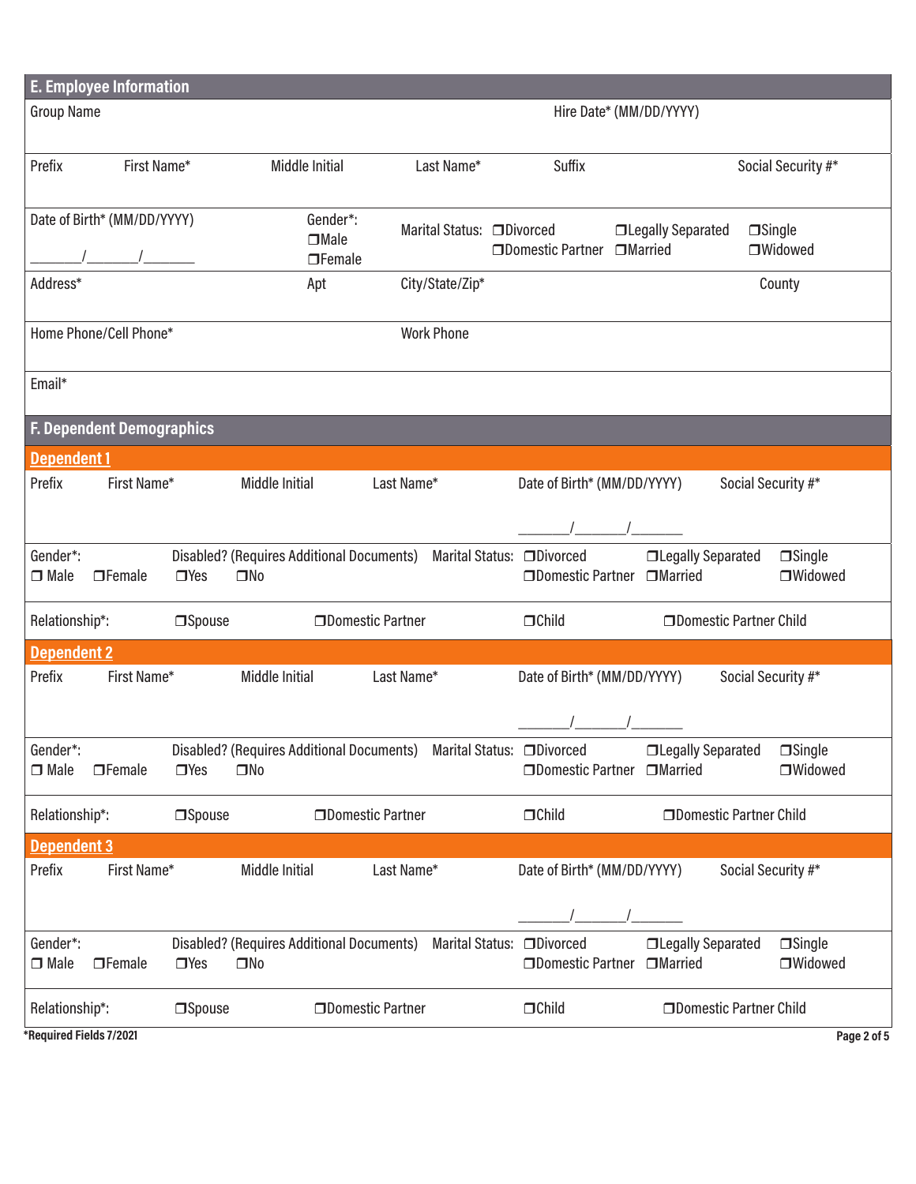## E. Employee Information

| Group Name | | | | Hire Date* (MM/DD/YYYY) | |
|---|---|---|---|---|---|
| Prefix | First Name* | Middle Initial | Last Name* | Suffix | Social Security #* |

Date of Birth* (MM/DD/YYYY) ______/______/______

Gender*: ❒Male ❒Female

Marital Status: ❒Divorced ❒Legally Separated ❒Single ❒Domestic Partner ❒Married ❒Widowed

| Address* | Apt | City/State/Zip* | County |
|---|---|---|---|

| Home Phone/Cell Phone* | Work Phone |
|---|---|

Email*

## F. Dependent Demographics

### Dependent 1

| Prefix | First Name* | Middle Initial | Last Name* | Date of Birth* (MM/DD/YYYY) | Social Security #* |
|---|---|---|---|---|---|
| | | | | ______/______/______ | |

Gender*: ❒ Male ❒Female

Disabled? (Requires Additional Documents) ❒Yes ❒No

Marital Status: ❒Divorced ❒Legally Separated ❒Single ❒Domestic Partner ❒Married ❒Widowed

Relationship*: ❒Spouse ❒Domestic Partner ❒Child ❒Domestic Partner Child

### Dependent 2

| Prefix | First Name* | Middle Initial | Last Name* | Date of Birth* (MM/DD/YYYY) | Social Security #* |
|---|---|---|---|---|---|
| | | | | ______/______/______ | |

Gender*: ❒ Male ❒Female

Disabled? (Requires Additional Documents) ❒Yes ❒No

Marital Status: ❒Divorced ❒Legally Separated ❒Single ❒Domestic Partner ❒Married ❒Widowed

Relationship*: ❒Spouse ❒Domestic Partner ❒Child ❒Domestic Partner Child

### Dependent 3

| Prefix | First Name* | Middle Initial | Last Name* | Date of Birth* (MM/DD/YYYY) | Social Security #* |
|---|---|---|---|---|---|
| | | | | ______/______/______ | |

Gender*: ❒ Male ❒Female

Disabled? (Requires Additional Documents) ❒Yes ❒No

Marital Status: ❒Divorced ❒Legally Separated ❒Single ❒Domestic Partner ❒Married ❒Widowed

Relationship*: ❒Spouse ❒Domestic Partner ❒Child ❒Domestic Partner Child

*Required Fields 7/2021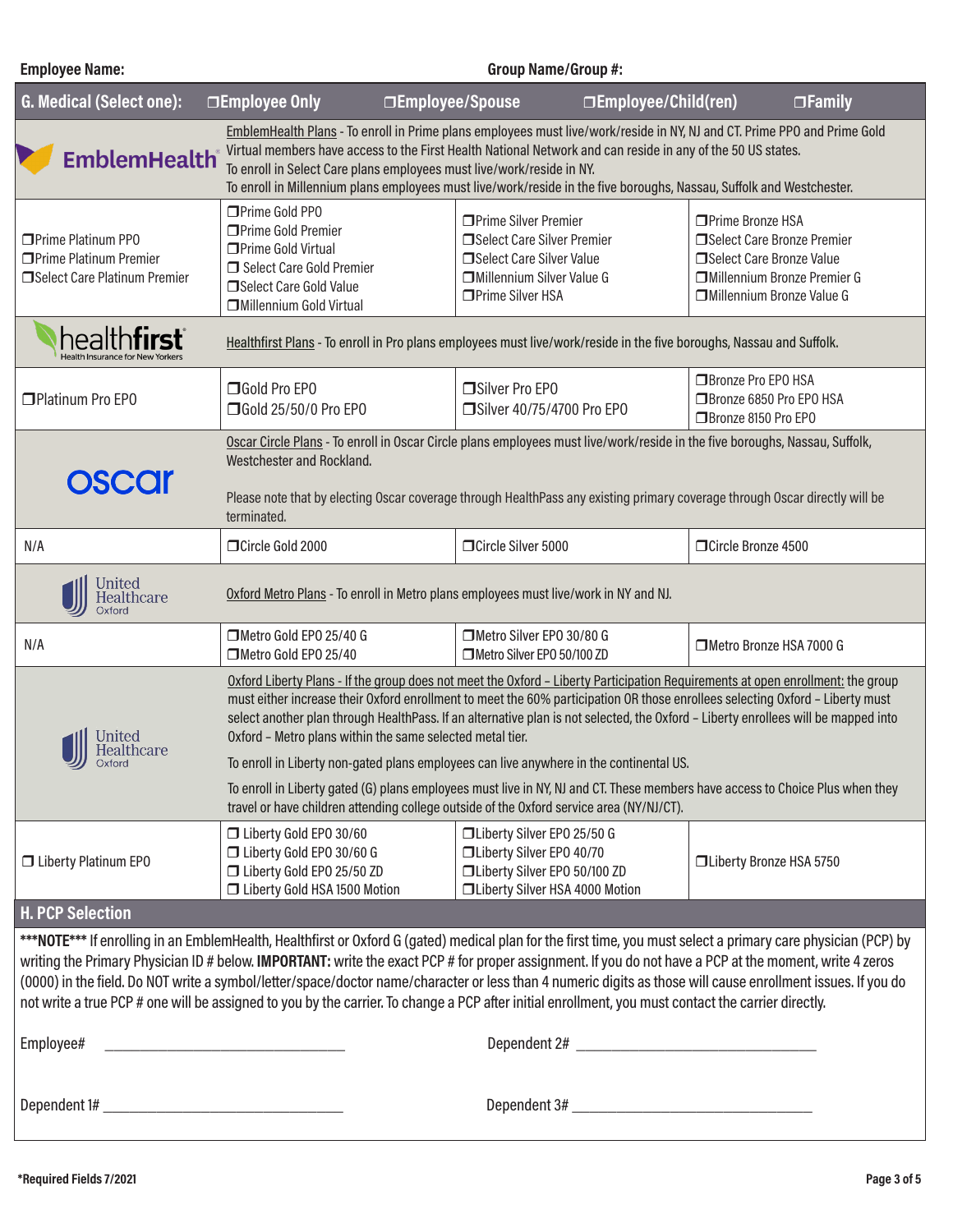**Employee Name:** **Group Name/Group #:**

## G. Medical (Select one): ❒Employee Only ❒Employee/Spouse ❒Employee/Child(ren) ❒Family

| Carrier | | | |
|---|---|---|---|
| EmblemHealth | EmblemHealth Plans - To enroll in Prime plans employees must live/work/reside in NY, NJ and CT. Prime PPO and Prime Gold Virtual members have access to the First Health National Network and can reside in any of the 50 US states. To enroll in Select Care plans employees must live/work/reside in NY. To enroll in Millennium plans employees must live/work/reside in the five boroughs, Nassau, Suffolk and Westchester. | | |
| ❒Prime Platinum PPO<br>❒Prime Platinum Premier<br>❒Select Care Platinum Premier | ❒Prime Gold PPO<br>❒Prime Gold Premier<br>❒Prime Gold Virtual<br>❒ Select Care Gold Premier<br>❒Select Care Gold Value<br>❒Millennium Gold Virtual | ❒Prime Silver Premier<br>❒Select Care Silver Premier<br>❒Select Care Silver Value<br>❒Millennium Silver Value G<br>❒Prime Silver HSA | ❒Prime Bronze HSA<br>❒Select Care Bronze Premier<br>❒Select Care Bronze Value<br>❒Millennium Bronze Premier G<br>❒Millennium Bronze Value G |
| healthfirst Health Insurance for New Yorkers | Healthfirst Plans - To enroll in Pro plans employees must live/work/reside in the five boroughs, Nassau and Suffolk. | | |
| ❒Platinum Pro EPO | ❒Gold Pro EPO<br>❒Gold 25/50/0 Pro EPO | ❒Silver Pro EPO<br>❒Silver 40/75/4700 Pro EPO | ❒Bronze Pro EPO HSA<br>❒Bronze 6850 Pro EPO HSA<br>❒Bronze 8150 Pro EPO |
| oscar | Oscar Circle Plans - To enroll in Oscar Circle plans employees must live/work/reside in the five boroughs, Nassau, Suffolk, Westchester and Rockland.<br><br>Please note that by electing Oscar coverage through HealthPass any existing primary coverage through Oscar directly will be terminated. | | |
| N/A | ❒Circle Gold 2000 | ❒Circle Silver 5000 | ❒Circle Bronze 4500 |
| United Healthcare Oxford | Oxford Metro Plans - To enroll in Metro plans employees must live/work in NY and NJ. | | |
| N/A | ❒Metro Gold EPO 25/40 G<br>❒Metro Gold EPO 25/40 | ❒Metro Silver EPO 30/80 G<br>❒Metro Silver EPO 50/100 ZD | ❒Metro Bronze HSA 7000 G |
| United Healthcare Oxford | Oxford Liberty Plans - If the group does not meet the Oxford – Liberty Participation Requirements at open enrollment: the group must either increase their Oxford enrollment to meet the 60% participation OR those enrollees selecting Oxford – Liberty must select another plan through HealthPass. If an alternative plan is not selected, the Oxford – Liberty enrollees will be mapped into Oxford – Metro plans within the same selected metal tier.<br><br>To enroll in Liberty non-gated plans employees can live anywhere in the continental US.<br><br>To enroll in Liberty gated (G) plans employees must live in NY, NJ and CT. These members have access to Choice Plus when they travel or have children attending college outside of the Oxford service area (NY/NJ/CT). | | |
| ❒ Liberty Platinum EPO | ❒ Liberty Gold EPO 30/60<br>❒ Liberty Gold EPO 30/60 G<br>❒ Liberty Gold EPO 25/50 ZD<br>❒ Liberty Gold HSA 1500 Motion | ❒Liberty Silver EPO 25/50 G<br>❒Liberty Silver EPO 40/70<br>❒Liberty Silver EPO 50/100 ZD<br>❒Liberty Silver HSA 4000 Motion | ❒Liberty Bronze HSA 5750 |

## H. PCP Selection

***NOTE*** If enrolling in an EmblemHealth, Healthfirst or Oxford G (gated) medical plan for the first time, you must select a primary care physician (PCP) by writing the Primary Physician ID # below. **IMPORTANT:** write the exact PCP # for proper assignment. If you do not have a PCP at the moment, write 4 zeros (0000) in the field. Do NOT write a symbol/letter/space/doctor name/character or less than 4 numeric digits as those will cause enrollment issues. If you do not write a true PCP # one will be assigned to you by the carrier. To change a PCP after initial enrollment, you must contact the carrier directly.

Employee# ______________________________ Dependent 2# ______________________________

Dependent 1# ______________________________ Dependent 3# ______________________________

**\*Required Fields 7/2021**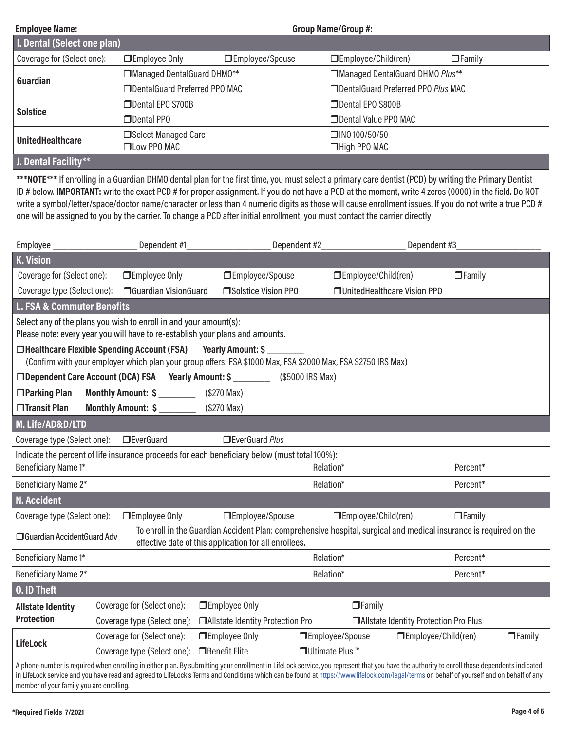**Employee Name:** **Group Name/Group #:**

## I. Dental (Select one plan)

| | | |
|---|---|---|
| Coverage for (Select one): | ❒Employee Only ❒Employee/Spouse | ❒Employee/Child(ren) ❒Family |
| **Guardian** | ❒Managed DentalGuard DHMO** | ❒Managed DentalGuard DHMO *Plus*** |
| | ❒DentalGuard Preferred PPO MAC | ❒DentalGuard Preferred PPO *Plus* MAC |
| **Solstice** | ❒Dental EPO S700B | ❒Dental EPO S800B |
| | ❒Dental PPO | ❒Dental Value PPO MAC |
| **UnitedHealthcare** | ❒Select Managed Care ❒Low PPO MAC | ❒INO 100/50/50 ❒High PPO MAC |

## J. Dental Facility**

*****NOTE***** If enrolling in a Guardian DHMO dental plan for the first time, you must select a primary care dentist (PCD) by writing the Primary Dentist ID # below. **IMPORTANT:** write the exact PCD # for proper assignment. If you do not have a PCD at the moment, write 4 zeros (0000) in the field. Do NOT write a symbol/letter/space/doctor name/character or less than 4 numeric digits as those will cause enrollment issues. If you do not write a true PCD # one will be assigned to you by the carrier. To change a PCD after initial enrollment, you must contact the carrier directly

Employee ____________ Dependent #1____________ Dependent #2____________ Dependent #3____________

## K. Vision

| | | | | |
|---|---|---|---|---|
| Coverage for (Select one): | ❒Employee Only | ❒Employee/Spouse | ❒Employee/Child(ren) | ❒Family |
| Coverage type (Select one): | ❒Guardian VisionGuard | ❒Solstice Vision PPO | ❒UnitedHealthcare Vision PPO | |

## L. FSA & Commuter Benefits

Select any of the plans you wish to enroll in and your amount(s):
Please note: every year you will have to re-establish your plans and amounts.

**❒Healthcare Flexible Spending Account (FSA)** **Yearly Amount: $** ________
(Confirm with your employer which plan your group offers: FSA $1000 Max, FSA $2000 Max, FSA $2750 IRS Max)

**❒Dependent Care Account (DCA) FSA** **Yearly Amount: $** ________ ($5000 IRS Max)

**❒Parking Plan** **Monthly Amount: $** ________ ($270 Max)

**❒Transit Plan** **Monthly Amount: $** ________ ($270 Max)

## M. Life/AD&D/LTD

Coverage type (Select one): ❒EverGuard ❒EverGuard *Plus*

Indicate the percent of life insurance proceeds for each beneficiary below (must total 100%):

| | | |
|---|---|---|
| Beneficiary Name 1* | Relation* | Percent* |
| Beneficiary Name 2* | Relation* | Percent* |

## N. Accident

Coverage type (Select one): ❒Employee Only ❒Employee/Spouse ❒Employee/Child(ren) ❒Family

❒Guardian AccidentGuard Adv — To enroll in the Guardian Accident Plan: comprehensive hospital, surgical and medical insurance is required on the effective date of this application for all enrollees.

| | | |
|---|---|---|
| Beneficiary Name 1* | Relation* | Percent* |
| Beneficiary Name 2* | Relation* | Percent* |

## O. ID Theft

| | | | | | |
|---|---|---|---|---|---|
| **Allstate Identity Protection** | Coverage for (Select one): | ❒Employee Only | ❒Family | | |
| | Coverage type (Select one): | ❒Allstate Identity Protection Pro | ❒Allstate Identity Protection Pro Plus | | |
| **LifeLock** | Coverage for (Select one): | ❒Employee Only | ❒Employee/Spouse | ❒Employee/Child(ren) | ❒Family |
| | Coverage type (Select one): | ❒Benefit Elite | ❒Ultimate Plus ™ | | |

A phone number is required when enrolling in either plan. By submitting your enrollment in LifeLock service, you represent that you have the authority to enroll those dependents indicated in LifeLock service and you have read and agreed to LifeLock's Terms and Conditions which can be found at https://www.lifelock.com/legal/terms on behalf of yourself and on behalf of any member of your family you are enrolling.

***Required Fields** 7/2021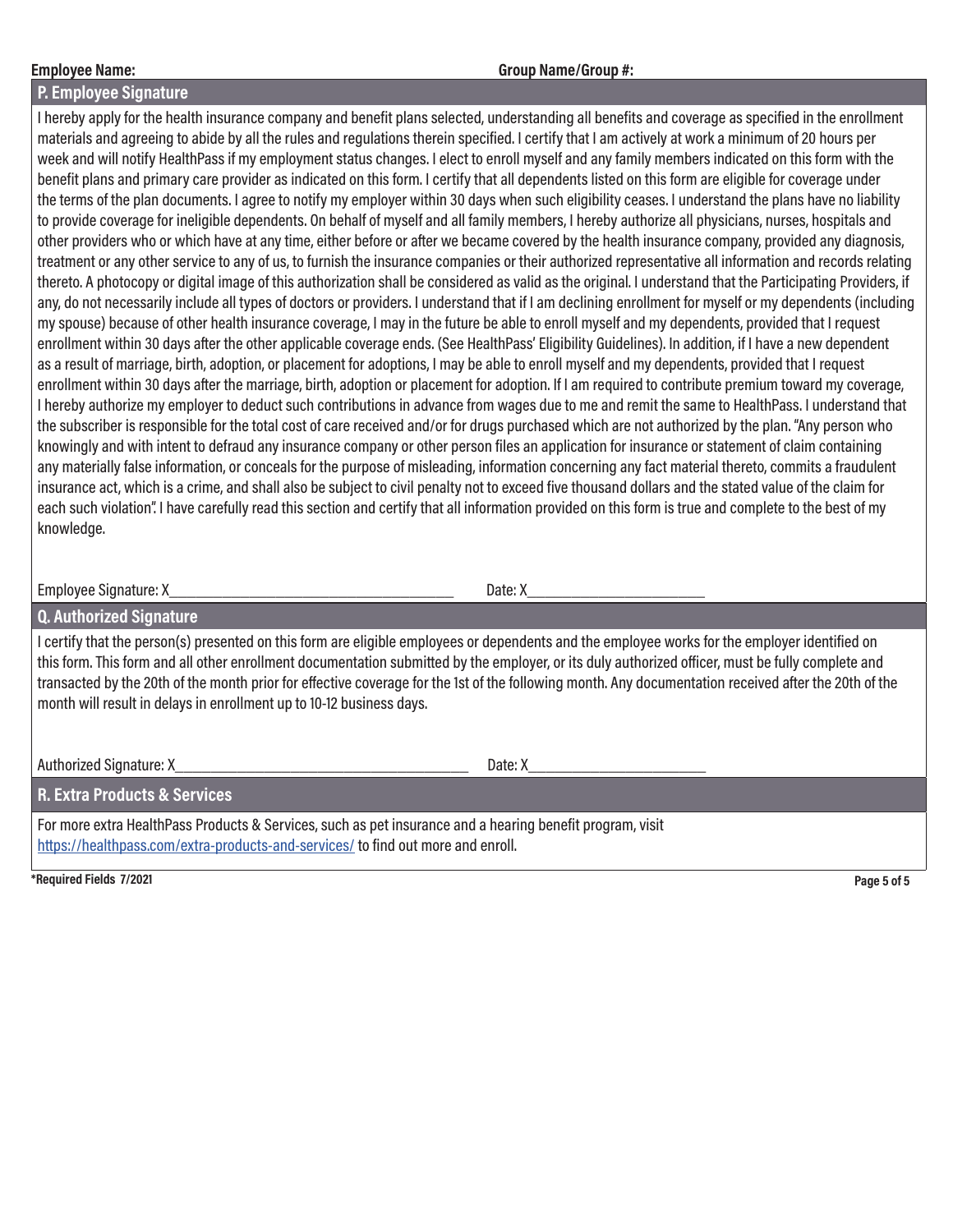**Employee Name:** **Group Name/Group #:**

## P. Employee Signature

I hereby apply for the health insurance company and benefit plans selected, understanding all benefits and coverage as specified in the enrollment materials and agreeing to abide by all the rules and regulations therein specified. I certify that I am actively at work a minimum of 20 hours per week and will notify HealthPass if my employment status changes. I elect to enroll myself and any family members indicated on this form with the benefit plans and primary care provider as indicated on this form. I certify that all dependents listed on this form are eligible for coverage under the terms of the plan documents. I agree to notify my employer within 30 days when such eligibility ceases. I understand the plans have no liability to provide coverage for ineligible dependents. On behalf of myself and all family members, I hereby authorize all physicians, nurses, hospitals and other providers who or which have at any time, either before or after we became covered by the health insurance company, provided any diagnosis, treatment or any other service to any of us, to furnish the insurance companies or their authorized representative all information and records relating thereto. A photocopy or digital image of this authorization shall be considered as valid as the original. I understand that the Participating Providers, if any, do not necessarily include all types of doctors or providers. I understand that if I am declining enrollment for myself or my dependents (including my spouse) because of other health insurance coverage, I may in the future be able to enroll myself and my dependents, provided that I request enrollment within 30 days after the other applicable coverage ends. (See HealthPass' Eligibility Guidelines). In addition, if I have a new dependent as a result of marriage, birth, adoption, or placement for adoptions, I may be able to enroll myself and my dependents, provided that I request enrollment within 30 days after the marriage, birth, adoption or placement for adoption. If I am required to contribute premium toward my coverage, I hereby authorize my employer to deduct such contributions in advance from wages due to me and remit the same to HealthPass. I understand that the subscriber is responsible for the total cost of care received and/or for drugs purchased which are not authorized by the plan. "Any person who knowingly and with intent to defraud any insurance company or other person files an application for insurance or statement of claim containing any materially false information, or conceals for the purpose of misleading, information concerning any fact material thereto, commits a fraudulent insurance act, which is a crime, and shall also be subject to civil penalty not to exceed five thousand dollars and the stated value of the claim for each such violation". I have carefully read this section and certify that all information provided on this form is true and complete to the best of my knowledge.

Employee Signature: X________________________________________ Date: X________________________

## Q. Authorized Signature

I certify that the person(s) presented on this form are eligible employees or dependents and the employee works for the employer identified on this form. This form and all other enrollment documentation submitted by the employer, or its duly authorized officer, must be fully complete and transacted by the 20th of the month prior for effective coverage for the 1st of the following month. Any documentation received after the 20th of the month will result in delays in enrollment up to 10-12 business days.

Authorized Signature: X________________________________________ Date: X________________________

## R. Extra Products & Services

For more extra HealthPass Products & Services, such as pet insurance and a hearing benefit program, visit https://healthpass.com/extra-products-and-services/ to find out more and enroll.

**\*Required Fields 7/2021**